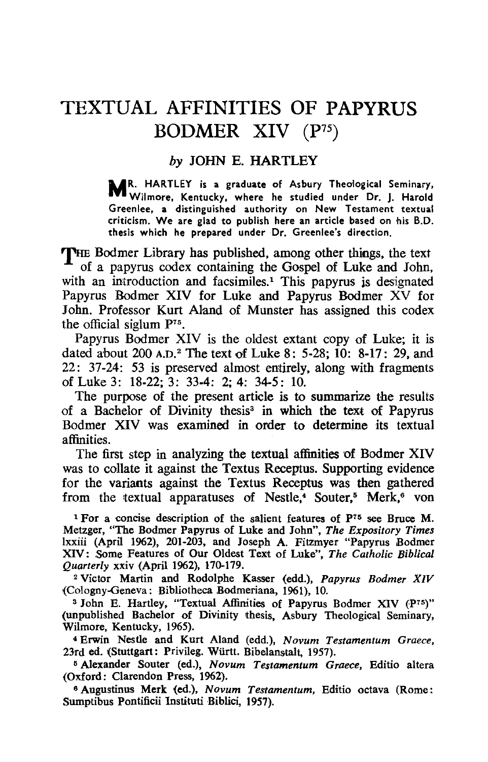# TEXTUAL AFFINITIES OF PAPYRUS BODMER XIV ($P^{75}$)

*by* JOHN E. HARTLEY

MR. HARTLEY is a graduate of Asbury Theological Seminary, Wilmore, Kentucky, where he studied under Dr. J. Harold Greenlee, a distinguished authority on New Testament textual criticism. We are glad to publish here an article based on his B.D. thesis which he prepared under Dr. Greenlee's direction.

THE Bodmer Library has published, among other things, the text of a papyrus codex containing the Gospel of Luke and John, with an introduction and facsimiles.[1] This papyrus is designated Papyrus Bodmer XIV for Luke and Papyrus Bodmer XV for John. Professor Kurt Aland of Munster has assigned this codex the official siglum $P^{75}$.

Papyrus Bodmer XIV is the oldest extant copy of Luke; it is dated about 200 A.D.[2] The text of Luke 8: 5-28; 10: 8-17: 29, and 22: 37-24: 53 is preserved almost entirely, along with fragments of Luke 3: 18-22; 3: 33-4: 2; 4: 34-5: 10.

The purpose of the present article is to summarize the results of a Bachelor of Divinity thesis[3] in which the text of Papyrus Bodmer XIV was examined in order to determine its textual affinities.

The first step in analyzing the textual affinities of Bodmer XIV was to collate it against the Textus Receptus. Supporting evidence for the variants against the Textus Receptus was then gathered from the textual apparatuses of Nestle,[4] Souter,[5] Merk,[6] von

[1] For a concise description of the salient features of $P^{75}$ see Bruce M. Metzger, "The Bodmer Papyrus of Luke and John", *The Expository Times* lxxiii (April 1962), 201-203, and Joseph A. Fitzmyer "Papyrus Bodmer XIV: Some Features of Our Oldest Text of Luke", *The Catholic Biblical Quarterly* xxiv (April 1962), 170-179.

[2] Victor Martin and Rodolphe Kasser (edd.), *Papyrus Bodmer XIV* (Cologny-Geneva: Bibliotheca Bodmeriana, 1961), 10.

[3] John E. Hartley, "Textual Affinities of Papyrus Bodmer XIV ($P^{75}$)" (unpublished Bachelor of Divinity thesis, Asbury Theological Seminary, Wilmore, Kentucky, 1965).

[4] Erwin Nestle and Kurt Aland (edd.), *Novum Testamentum Graece*, 23rd ed. (Stuttgart: Privileg. Württ. Bibelanstalt, 1957).

[5] Alexander Souter (ed.), *Novum Testamentum Graece*, Editio altera (Oxford: Clarendon Press, 1962).

[6] Augustinus Merk (ed.), *Novum Testamentum*, Editio octava (Rome: Sumptibus Pontificii Instituti Biblici, 1957).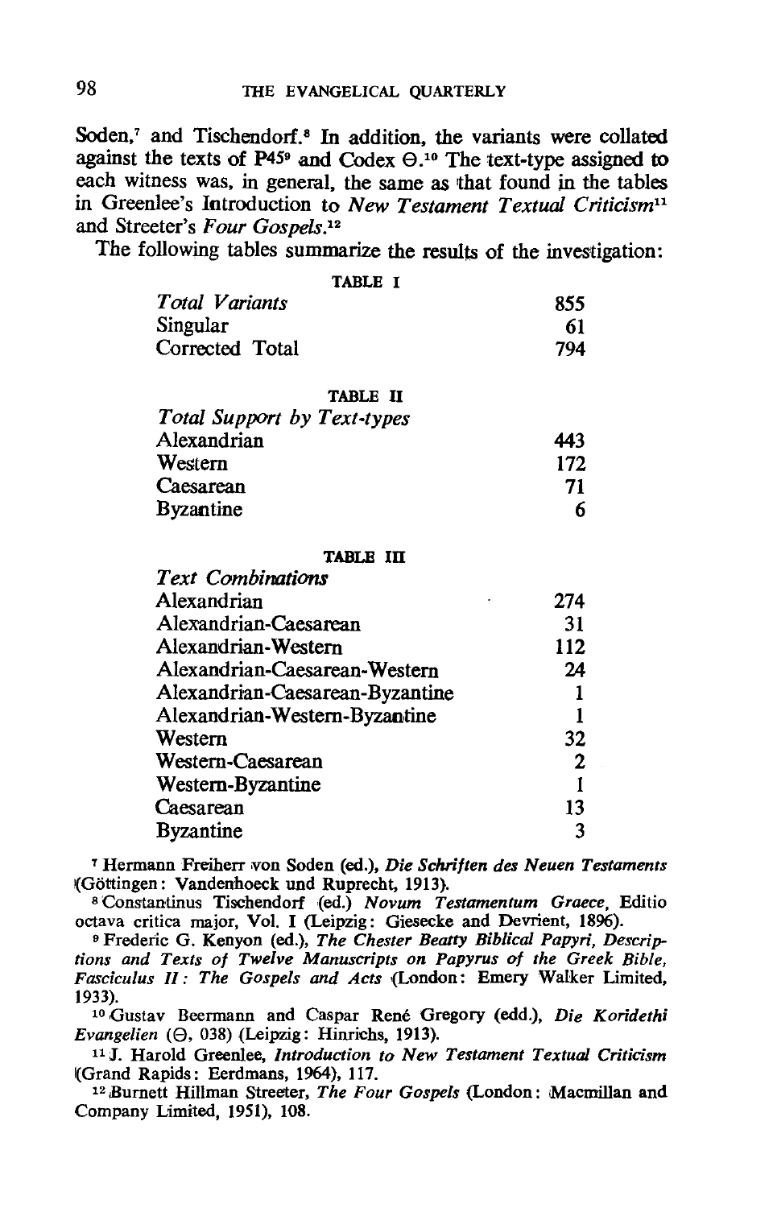Soden,[7] and Tischendorf.[8] In addition, the variants were collated against the texts of P45[9] and Codex Θ.[10] The text-type assigned to each witness was, in general, the same as that found in the tables in Greenlee's Introduction to *New Testament Textual Criticism*[11] and Streeter's *Four Gospels*.[12]

The following tables summarize the results of the investigation:

TABLE I

| *Total Variants* | 855 |
|---|---|
| Singular | 61 |
| Corrected Total | 794 |

TABLE II

| *Total Support by Text-types* | |
|---|---|
| Alexandrian | 443 |
| Western | 172 |
| Caesarean | 71 |
| Byzantine | 6 |

TABLE III

| *Text Combinations* | |
|---|---|
| Alexandrian | 274 |
| Alexandrian-Caesarean | 31 |
| Alexandrian-Western | 112 |
| Alexandrian-Caesarean-Western | 24 |
| Alexandrian-Caesarean-Byzantine | 1 |
| Alexandrian-Western-Byzantine | 1 |
| Western | 32 |
| Western-Caesarean | 2 |
| Western-Byzantine | 1 |
| Caesarean | 13 |
| Byzantine | 3 |

[7] Hermann Freiherr von Soden (ed.), *Die Schriften des Neuen Testaments* (Göttingen: Vandenhoeck und Ruprecht, 1913).

[8] Constantinus Tischendorf (ed.) *Novum Testamentum Graece*, Editio octava critica major, Vol. I (Leipzig: Giesecke and Devrient, 1896).

[9] Frederic G. Kenyon (ed.), *The Chester Beatty Biblical Papyri, Descriptions and Texts of Twelve Manuscripts on Papyrus of the Greek Bible, Fasciculus II: The Gospels and Acts* (London: Emery Walker Limited, 1933).

[10] Gustav Beermann and Caspar René Gregory (edd.), *Die Koridethi Evangelien* (Θ, 038) (Leipzig: Hinrichs, 1913).

[11] J. Harold Greenlee, *Introduction to New Testament Textual Criticism* (Grand Rapids: Eerdmans, 1964), 117.

[12] Burnett Hillman Streeter, *The Four Gospels* (London: Macmillan and Company Limited, 1951), 108.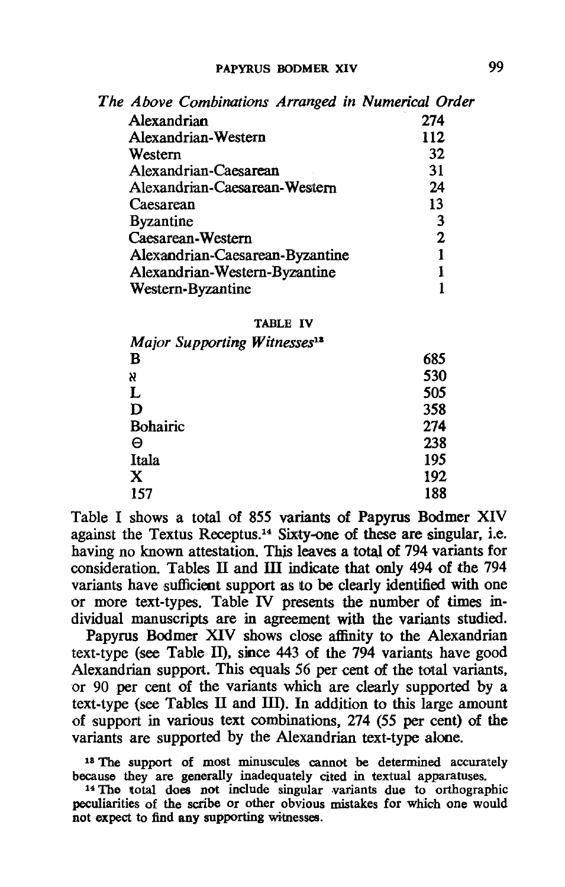*The Above Combinations Arranged in Numerical Order*

| | |
|---|---|
| Alexandrian | 274 |
| Alexandrian-Western | 112 |
| Western | 32 |
| Alexandrian-Caesarean | 31 |
| Alexandrian-Caesarean-Western | 24 |
| Caesarean | 13 |
| Byzantine | 3 |
| Caesarean-Western | 2 |
| Alexandrian-Caesarean-Byzantine | 1 |
| Alexandrian-Western-Byzantine | 1 |
| Western-Byzantine | 1 |

TABLE IV

*Major Supporting Witnesses*[13]

| | |
|---|---|
| B | 685 |
| ℵ | 530 |
| L | 505 |
| D | 358 |
| Bohairic | 274 |
| Θ | 238 |
| Itala | 195 |
| X | 192 |
| 157 | 188 |

Table I shows a total of 855 variants of Papyrus Bodmer XIV against the Textus Receptus.[14] Sixty-one of these are singular, i.e. having no known attestation. This leaves a total of 794 variants for consideration. Tables II and III indicate that only 494 of the 794 variants have sufficient support as to be clearly identified with one or more text-types. Table IV presents the number of times individual manuscripts are in agreement with the variants studied.

Papyrus Bodmer XIV shows close affinity to the Alexandrian text-type (see Table II), since 443 of the 794 variants have good Alexandrian support. This equals 56 per cent of the total variants, or 90 per cent of the variants which are clearly supported by a text-type (see Tables II and III). In addition to this large amount of support in various text combinations, 274 (55 per cent) of the variants are supported by the Alexandrian text-type alone.

[13] The support of most minuscules cannot be determined accurately because they are generally inadequately cited in textual apparatuses.

[14] The total does not include singular variants due to orthographic peculiarities of the scribe or other obvious mistakes for which one would not expect to find any supporting witnesses.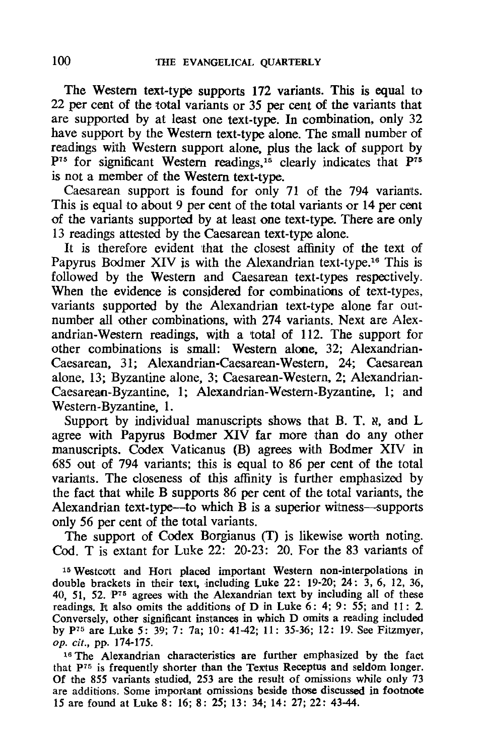The Western text-type supports 172 variants. This is equal to 22 per cent of the total variants or 35 per cent of the variants that are supported by at least one text-type. In combination, only 32 have support by the Western text-type alone. The small number of readings with Western support alone, plus the lack of support by P[75] for significant Western readings,[15] clearly indicates that P[75] is not a member of the Western text-type.

Caesarean support is found for only 71 of the 794 variants. This is equal to about 9 per cent of the total variants or 14 per cent of the variants supported by at least one text-type. There are only 13 readings attested by the Caesarean text-type alone.

It is therefore evident that the closest affinity of the text of Papyrus Bodmer XIV is with the Alexandrian text-type.[16] This is followed by the Western and Caesarean text-types respectively. When the evidence is considered for combinations of text-types, variants supported by the Alexandrian text-type alone far outnumber all other combinations, with 274 variants. Next are Alexandrian-Western readings, with a total of 112. The support for other combinations is small: Western alone, 32; Alexandrian-Caesarean, 31; Alexandrian-Caesarean-Western, 24; Caesarean alone, 13; Byzantine alone, 3; Caesarean-Western, 2; Alexandrian-Caesarean-Byzantine, 1; Alexandrian-Western-Byzantine, 1; and Western-Byzantine, 1.

Support by individual manuscripts shows that B. T. ℵ, and L agree with Papyrus Bodmer XIV far more than do any other manuscripts. Codex Vaticanus (B) agrees with Bodmer XIV in 685 out of 794 variants; this is equal to 86 per cent of the total variants. The closeness of this affinity is further emphasized by the fact that while B supports 86 per cent of the total variants, the Alexandrian text-type—to which B is a superior witness—supports only 56 per cent of the total variants.

The support of Codex Borgianus (T) is likewise worth noting. Cod. T is extant for Luke 22: 20-23: 20. For the 83 variants of

[15] Westcott and Hort placed important Western non-interpolations in double brackets in their text, including Luke 22: 19-20; 24: 3, 6, 12, 36, 40, 51, 52. P[75] agrees with the Alexandrian text by including all of these readings. It also omits the additions of D in Luke 6: 4; 9: 55; and 11: 2. Conversely, other significant instances in which D omits a reading included by P[75] are Luke 5: 39; 7: 7a; 10: 41-42; 11: 35-36; 12: 19. See Fitzmyer, *op. cit.*, pp. 174-175.

[16] The Alexandrian characteristics are further emphasized by the fact that P[75] is frequently shorter than the Textus Receptus and seldom longer. Of the 855 variants studied, 253 are the result of omissions while only 73 are additions. Some important omissions beside those discussed in footnote 15 are found at Luke 8: 16; 8: 25; 13: 34; 14: 27; 22: 43-44.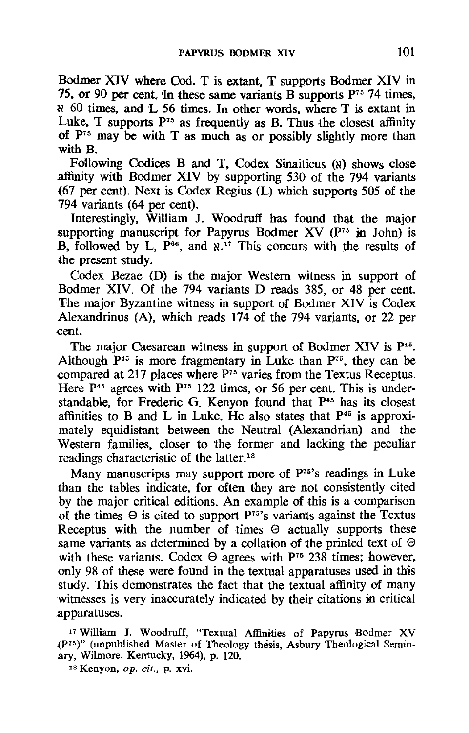Bodmer XIV where Cod. T is extant, T supports Bodmer XIV in 75, or 90 per cent. In these same variants B supports $P^{75}$ 74 times, ℵ 60 times, and L 56 times. In other words, where T is extant in Luke, T supports $P^{75}$ as frequently as B. Thus the closest affinity of $P^{75}$ may be with T as much as or possibly slightly more than with B.

Following Codices B and T, Codex Sinaiticus (ℵ) shows close affinity with Bodmer XIV by supporting 530 of the 794 variants (67 per cent). Next is Codex Regius (L) which supports 505 of the 794 variants (64 per cent).

Interestingly, William J. Woodruff has found that the major supporting manuscript for Papyrus Bodmer XV ($P^{75}$ in John) is B, followed by L, $P^{66}$, and ℵ.[17] This concurs with the results of the present study.

Codex Bezae (D) is the major Western witness in support of Bodmer XIV. Of the 794 variants D reads 385, or 48 per cent. The major Byzantine witness in support of Bodmer XIV is Codex Alexandrinus (A), which reads 174 of the 794 variants, or 22 per cent.

The major Caesarean witness in support of Bodmer XIV is $P^{45}$. Although $P^{45}$ is more fragmentary in Luke than $P^{75}$, they can be compared at 217 places where $P^{75}$ varies from the Textus Receptus. Here $P^{45}$ agrees with $P^{75}$ 122 times, or 56 per cent. This is understandable, for Frederic G. Kenyon found that $P^{45}$ has its closest affinities to B and L in Luke. He also states that $P^{45}$ is approximately equidistant between the Neutral (Alexandrian) and the Western families, closer to the former and lacking the peculiar readings characteristic of the latter.[18]

Many manuscripts may support more of $P^{75}$'s readings in Luke than the tables indicate, for often they are not consistently cited by the major critical editions. An example of this is a comparison of the times Θ is cited to support $P^{75}$'s variants against the Textus Receptus with the number of times Θ actually supports these same variants as determined by a collation of the printed text of Θ with these variants. Codex Θ agrees with $P^{75}$ 238 times; however, only 98 of these were found in the textual apparatuses used in this study. This demonstrates the fact that the textual affinity of many witnesses is very inaccurately indicated by their citations in critical apparatuses.

[17] William J. Woodruff, "Textual Affinities of Papyrus Bodmer XV ($P^{75}$)" (unpublished Master of Theology thesis, Asbury Theological Seminary, Wilmore, Kentucky, 1964), p. 120.

[18] Kenyon, *op. cit.*, p. xvi.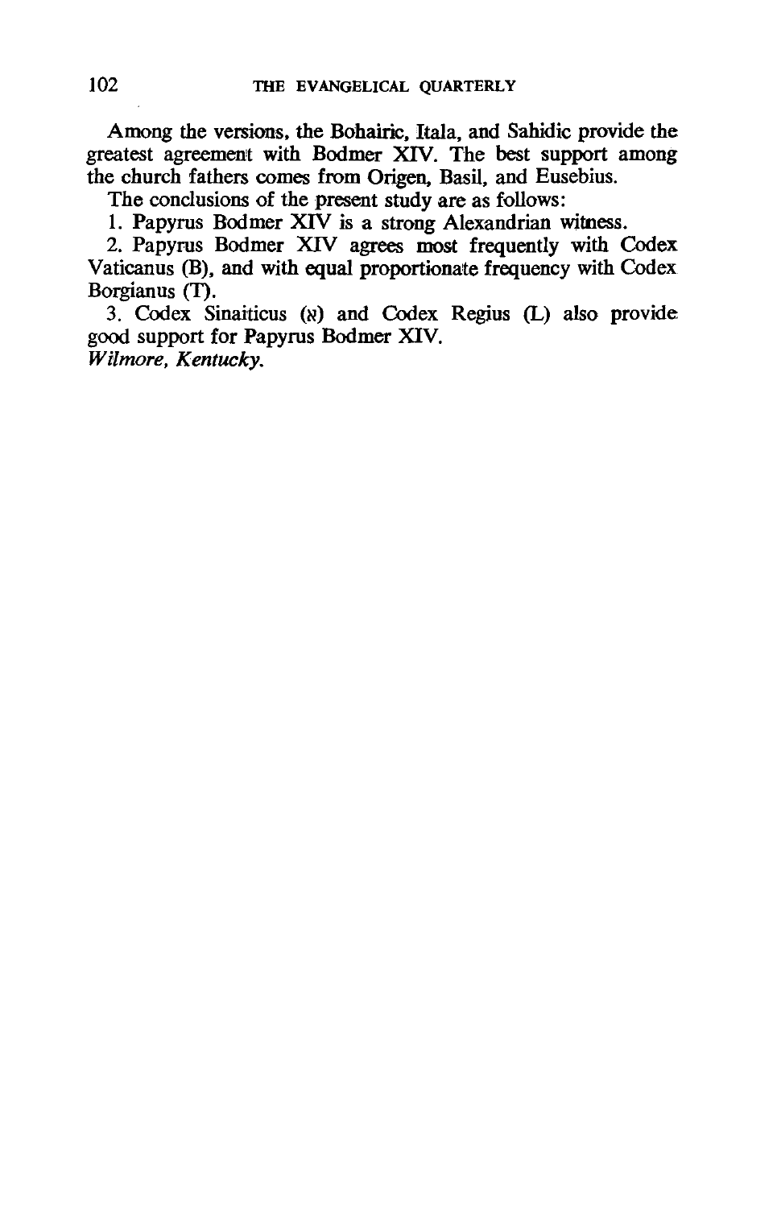Among the versions, the Bohairic, Itala, and Sahidic provide the greatest agreement with Bodmer XIV. The best support among the church fathers comes from Origen, Basil, and Eusebius.

The conclusions of the present study are as follows:

1. Papyrus Bodmer XIV is a strong Alexandrian witness.
2. Papyrus Bodmer XIV agrees most frequently with Codex Vaticanus (B), and with equal proportionate frequency with Codex Borgianus (T).
3. Codex Sinaiticus (ℵ) and Codex Regius (L) also provide good support for Papyrus Bodmer XIV.

*Wilmore, Kentucky.*